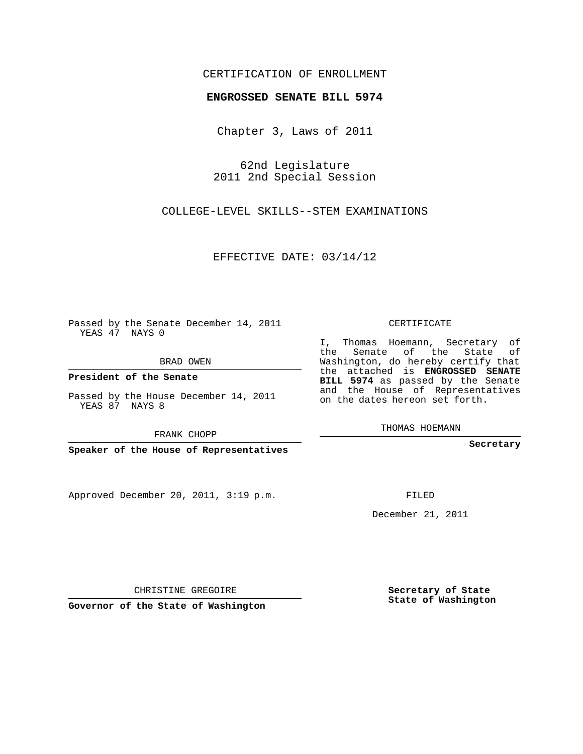CERTIFICATION OF ENROLLMENT

**ENGROSSED SENATE BILL 5974**

Chapter 3, Laws of 2011

62nd Legislature
2011 2nd Special Session

COLLEGE-LEVEL SKILLS--STEM EXAMINATIONS

EFFECTIVE DATE: 03/14/12

Passed by the Senate December 14, 2011
YEAS 47 NAYS 0

BRAD OWEN

**President of the Senate**

Passed by the House December 14, 2011
YEAS 87 NAYS 8

FRANK CHOPP

**Speaker of the House of Representatives**

Approved December 20, 2011, 3:19 p.m.

CHRISTINE GREGOIRE

**Governor of the State of Washington**

CERTIFICATE

I, Thomas Hoemann, Secretary of the Senate of the State of Washington, do hereby certify that the attached is **ENGROSSED SENATE BILL 5974** as passed by the Senate and the House of Representatives on the dates hereon set forth.

THOMAS HOEMANN

**Secretary**

FILED

December 21, 2011

**Secretary of State**
**State of Washington**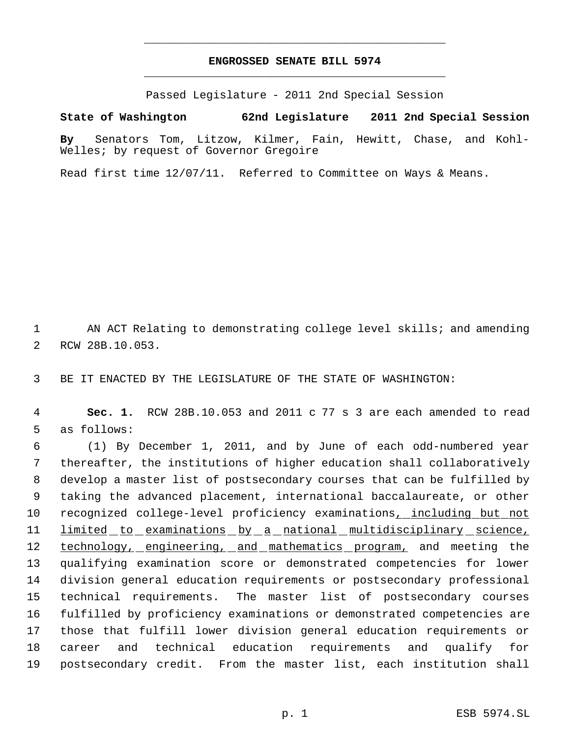# ENGROSSED SENATE BILL 5974

Passed Legislature - 2011 2nd Special Session

**State of Washington 62nd Legislature 2011 2nd Special Session**

**By** Senators Tom, Litzow, Kilmer, Fain, Hewitt, Chase, and Kohl-Welles; by request of Governor Gregoire

Read first time 12/07/11. Referred to Committee on Ways & Means.

1 AN ACT Relating to demonstrating college level skills; and amending
2 RCW 28B.10.053.

3 BE IT ENACTED BY THE LEGISLATURE OF THE STATE OF WASHINGTON:

4 **Sec. 1.** RCW 28B.10.053 and 2011 c 77 s 3 are each amended to read
5 as follows:

6 (1) By December 1, 2011, and by June of each odd-numbered year
7 thereafter, the institutions of higher education shall collaboratively
8 develop a master list of postsecondary courses that can be fulfilled by
9 taking the advanced placement, international baccalaureate, or other
10 recognized college-level proficiency examinations<u>, including but not</u>
11 <u>limited to examinations by a national multidisciplinary science,</u>
12 <u>technology, engineering, and mathematics program,</u> and meeting the
13 qualifying examination score or demonstrated competencies for lower
14 division general education requirements or postsecondary professional
15 technical requirements. The master list of postsecondary courses
16 fulfilled by proficiency examinations or demonstrated competencies are
17 those that fulfill lower division general education requirements or
18 career and technical education requirements and qualify for
19 postsecondary credit. From the master list, each institution shall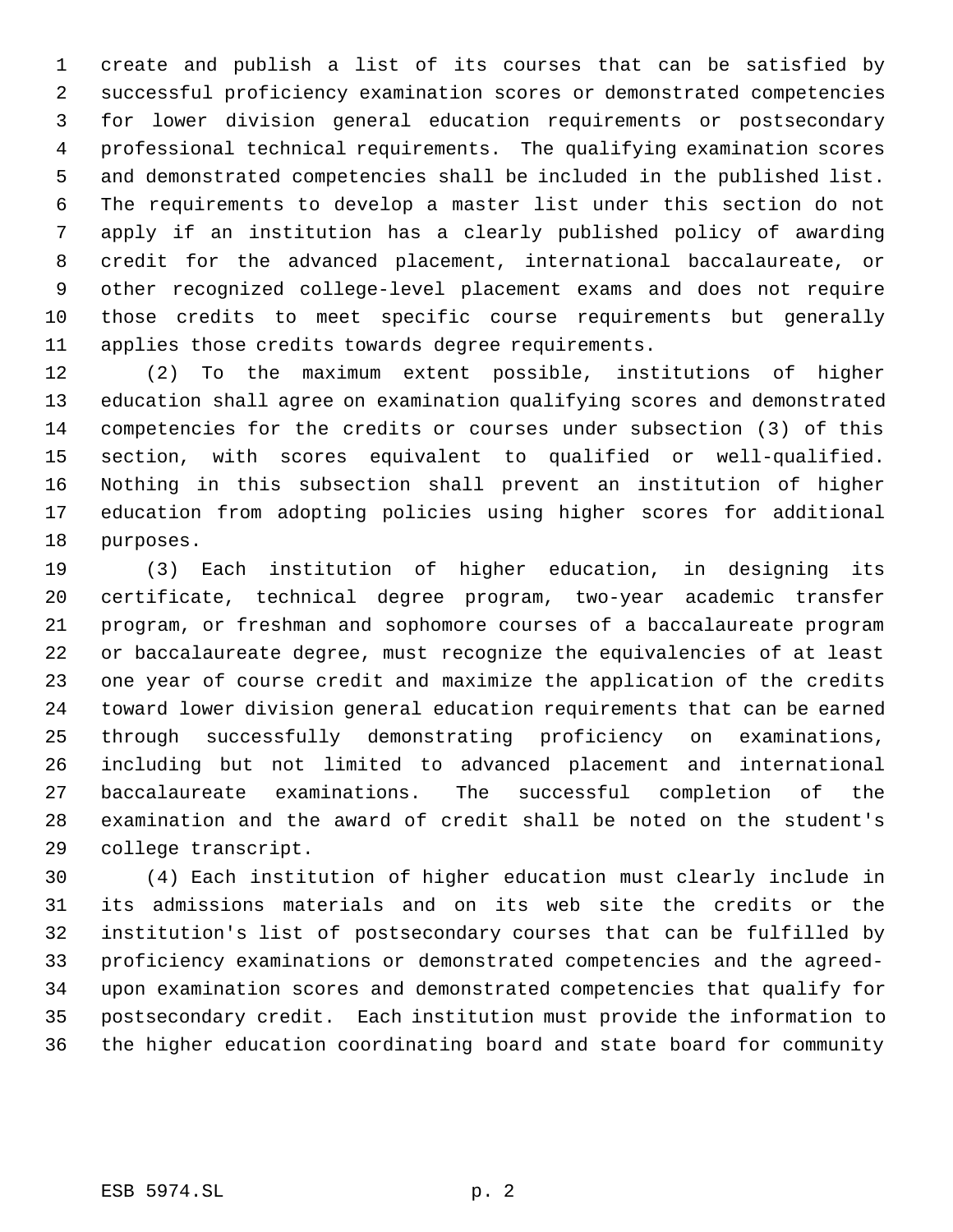create and publish a list of its courses that can be satisfied by successful proficiency examination scores or demonstrated competencies for lower division general education requirements or postsecondary professional technical requirements. The qualifying examination scores and demonstrated competencies shall be included in the published list. The requirements to develop a master list under this section do not apply if an institution has a clearly published policy of awarding credit for the advanced placement, international baccalaureate, or other recognized college-level placement exams and does not require those credits to meet specific course requirements but generally applies those credits towards degree requirements.

(2) To the maximum extent possible, institutions of higher education shall agree on examination qualifying scores and demonstrated competencies for the credits or courses under subsection (3) of this section, with scores equivalent to qualified or well-qualified. Nothing in this subsection shall prevent an institution of higher education from adopting policies using higher scores for additional purposes.

(3) Each institution of higher education, in designing its certificate, technical degree program, two-year academic transfer program, or freshman and sophomore courses of a baccalaureate program or baccalaureate degree, must recognize the equivalencies of at least one year of course credit and maximize the application of the credits toward lower division general education requirements that can be earned through successfully demonstrating proficiency on examinations, including but not limited to advanced placement and international baccalaureate examinations. The successful completion of the examination and the award of credit shall be noted on the student's college transcript.

(4) Each institution of higher education must clearly include in its admissions materials and on its web site the credits or the institution's list of postsecondary courses that can be fulfilled by proficiency examinations or demonstrated competencies and the agreed-upon examination scores and demonstrated competencies that qualify for postsecondary credit. Each institution must provide the information to the higher education coordinating board and state board for community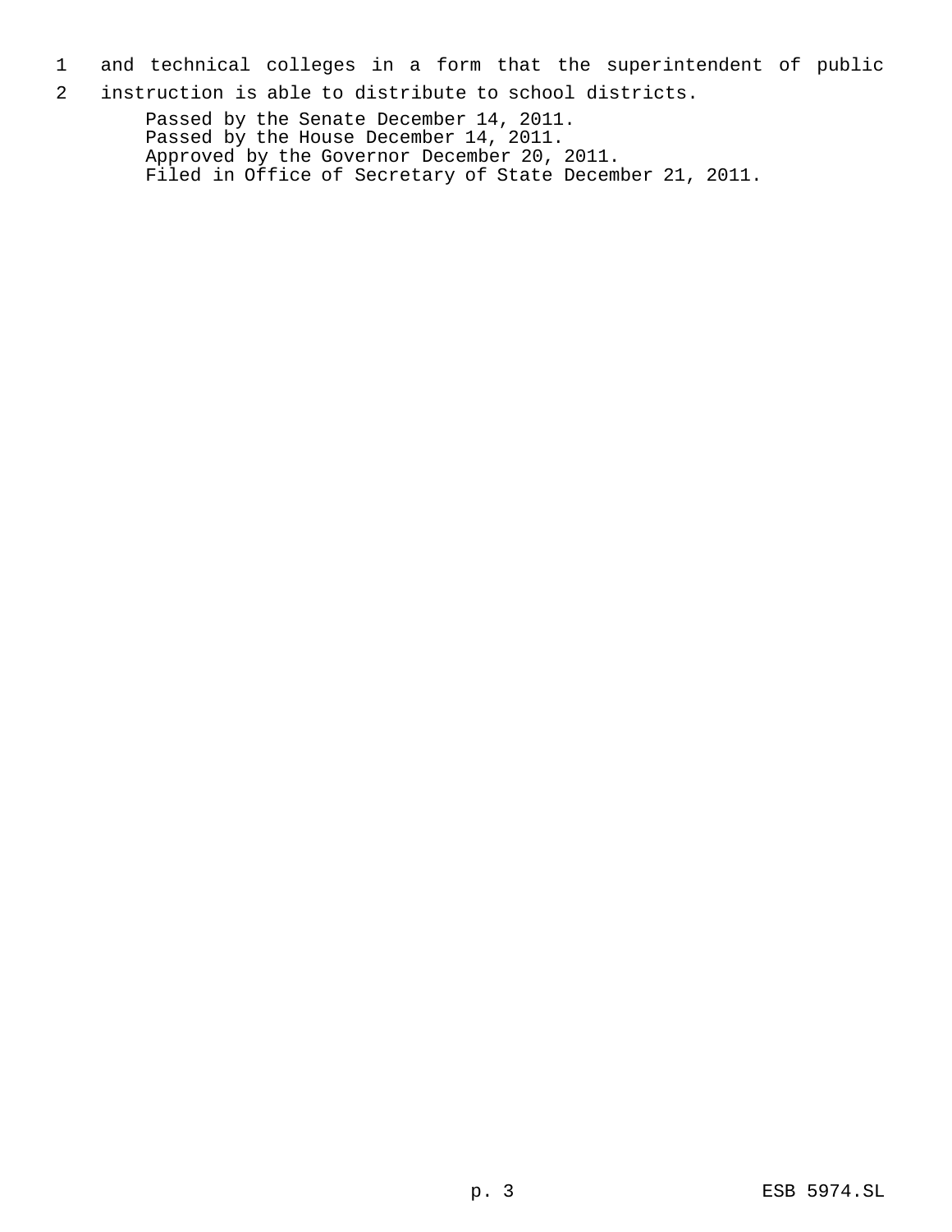and technical colleges in a form that the superintendent of public instruction is able to distribute to school districts.

Passed by the Senate December 14, 2011.
Passed by the House December 14, 2011.
Approved by the Governor December 20, 2011.
Filed in Office of Secretary of State December 21, 2011.